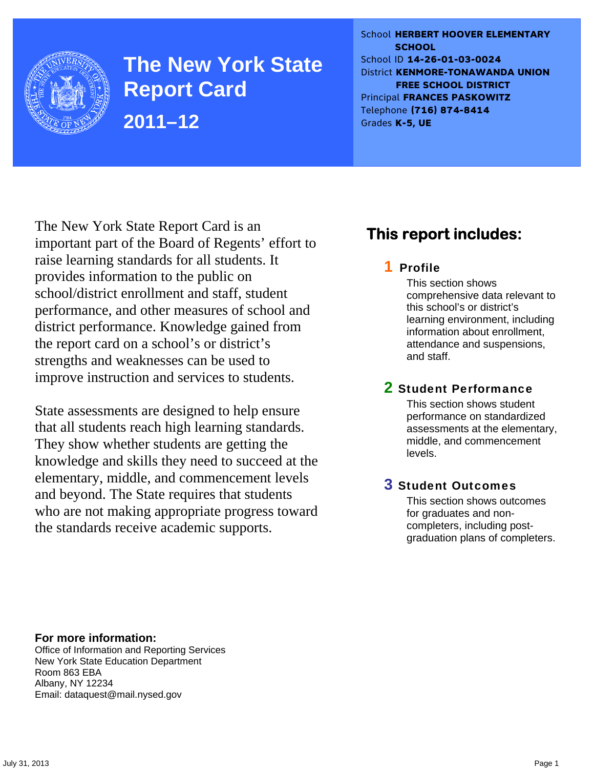# The New York State Report Card

## 2011–12

School **HERBERT HOOVER ELEMENTARY SCHOOL**
School ID **14-26-01-03-0024**
District **KENMORE-TONAWANDA UNION FREE SCHOOL DISTRICT**
Principal **FRANCES PASKOWITZ**
Telephone **(716) 874-8414**
Grades **K-5, UE**

The New York State Report Card is an important part of the Board of Regents' effort to raise learning standards for all students. It provides information to the public on school/district enrollment and staff, student performance, and other measures of school and district performance. Knowledge gained from the report card on a school's or district's strengths and weaknesses can be used to improve instruction and services to students.

State assessments are designed to help ensure that all students reach high learning standards. They show whether students are getting the knowledge and skills they need to succeed at the elementary, middle, and commencement levels and beyond. The State requires that students who are not making appropriate progress toward the standards receive academic supports.

## This report includes:

**1 Profile**

This section shows comprehensive data relevant to this school's or district's learning environment, including information about enrollment, attendance and suspensions, and staff.

**2 Student Performance**

This section shows student performance on standardized assessments at the elementary, middle, and commencement levels.

**3 Student Outcomes**

This section shows outcomes for graduates and non-completers, including post-graduation plans of completers.

**For more information:**
Office of Information and Reporting Services
New York State Education Department
Room 863 EBA
Albany, NY 12234
Email: dataquest@mail.nysed.gov

July 31, 2013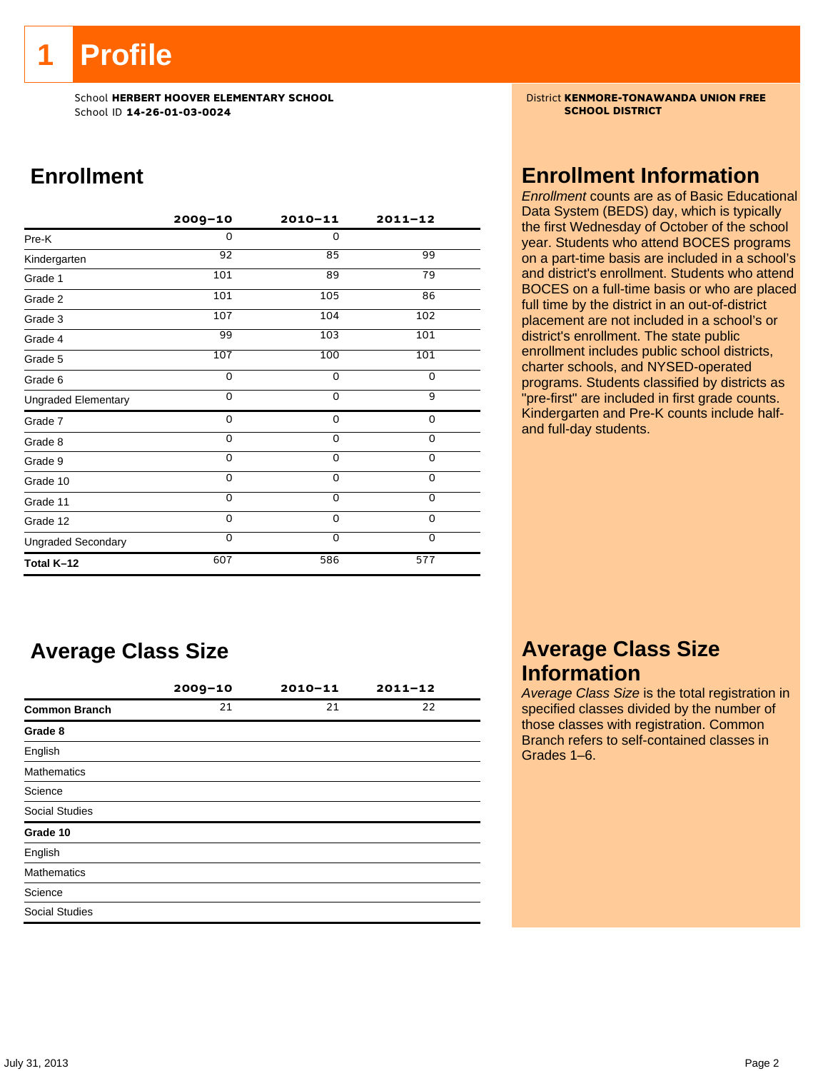# 1 Profile

School **HERBERT HOOVER ELEMENTARY SCHOOL**
School ID **14-26-01-03-0024**

District **KENMORE-TONAWANDA UNION FREE SCHOOL DISTRICT**

## Enrollment

| | 2009–10 | 2010–11 | 2011–12 |
|---|---|---|---|
| Pre-K | 0 | 0 | |
| Kindergarten | 92 | 85 | 99 |
| Grade 1 | 101 | 89 | 79 |
| Grade 2 | 101 | 105 | 86 |
| Grade 3 | 107 | 104 | 102 |
| Grade 4 | 99 | 103 | 101 |
| Grade 5 | 107 | 100 | 101 |
| Grade 6 | 0 | 0 | 0 |
| Ungraded Elementary | 0 | 0 | 9 |
| Grade 7 | 0 | 0 | 0 |
| Grade 8 | 0 | 0 | 0 |
| Grade 9 | 0 | 0 | 0 |
| Grade 10 | 0 | 0 | 0 |
| Grade 11 | 0 | 0 | 0 |
| Grade 12 | 0 | 0 | 0 |
| Ungraded Secondary | 0 | 0 | 0 |
| **Total K–12** | 607 | 586 | 577 |

## Enrollment Information

*Enrollment* counts are as of Basic Educational Data System (BEDS) day, which is typically the first Wednesday of October of the school year. Students who attend BOCES programs on a part-time basis are included in a school's and district's enrollment. Students who attend BOCES on a full-time basis or who are placed full time by the district in an out-of-district placement are not included in a school's or district's enrollment. The state public enrollment includes public school districts, charter schools, and NYSED-operated programs. Students classified by districts as "pre-first" are included in first grade counts. Kindergarten and Pre-K counts include half- and full-day students.

## Average Class Size

| | 2009–10 | 2010–11 | 2011–12 |
|---|---|---|---|
| **Common Branch** | 21 | 21 | 22 |
| **Grade 8** | | | |
| English | | | |
| Mathematics | | | |
| Science | | | |
| Social Studies | | | |
| **Grade 10** | | | |
| English | | | |
| Mathematics | | | |
| Science | | | |
| Social Studies | | | |

## Average Class Size Information

*Average Class Size* is the total registration in specified classes divided by the number of those classes with registration. Common Branch refers to self-contained classes in Grades 1–6.

July 31, 2013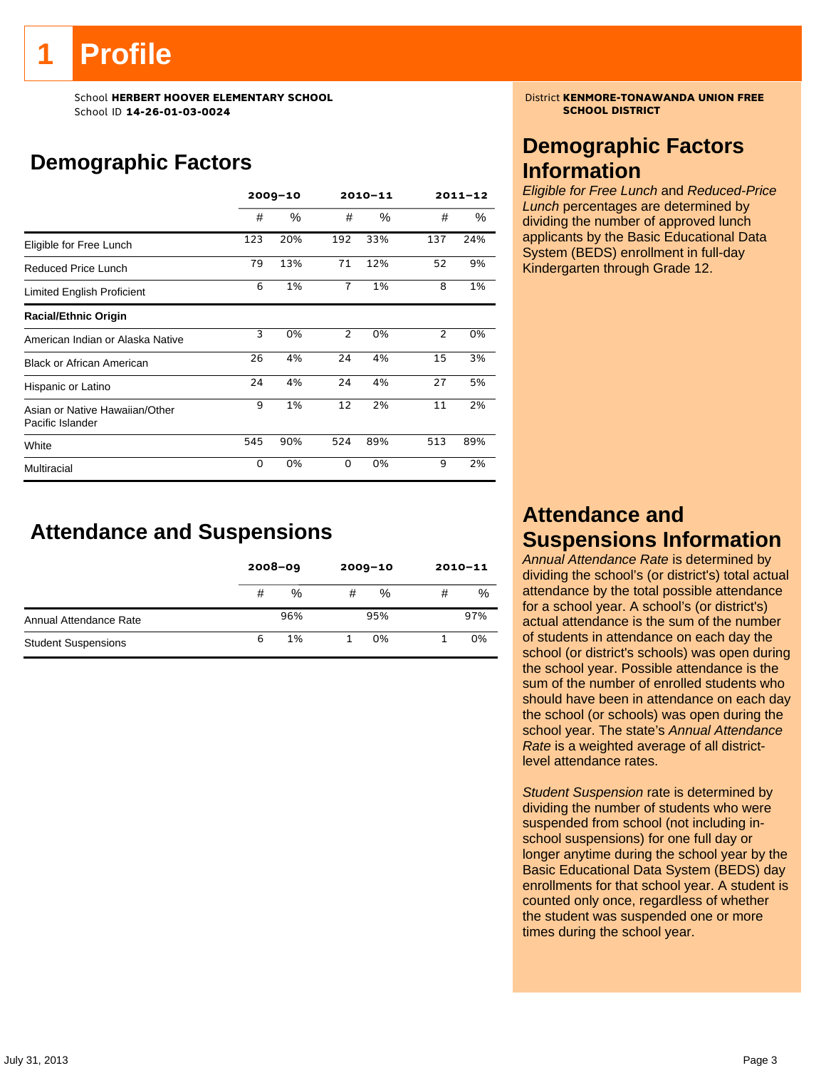# 1 Profile

School **HERBERT HOOVER ELEMENTARY SCHOOL**
School ID **14-26-01-03-0024**

District **KENMORE-TONAWANDA UNION FREE SCHOOL DISTRICT**

## Demographic Factors

| | 2009–10 | | 2010–11 | | 2011–12 | |
|---|---|---|---|---|---|---|
| | # | % | # | % | # | % |
| Eligible for Free Lunch | 123 | 20% | 192 | 33% | 137 | 24% |
| Reduced Price Lunch | 79 | 13% | 71 | 12% | 52 | 9% |
| Limited English Proficient | 6 | 1% | 7 | 1% | 8 | 1% |
| **Racial/Ethnic Origin** | | | | | | |
| American Indian or Alaska Native | 3 | 0% | 2 | 0% | 2 | 0% |
| Black or African American | 26 | 4% | 24 | 4% | 15 | 3% |
| Hispanic or Latino | 24 | 4% | 24 | 4% | 27 | 5% |
| Asian or Native Hawaiian/Other Pacific Islander | 9 | 1% | 12 | 2% | 11 | 2% |
| White | 545 | 90% | 524 | 89% | 513 | 89% |
| Multiracial | 0 | 0% | 0 | 0% | 9 | 2% |

## Attendance and Suspensions

| | 2008–09 | | 2009–10 | | 2010–11 | |
|---|---|---|---|---|---|---|
| | # | % | # | % | # | % |
| Annual Attendance Rate | | 96% | | 95% | | 97% |
| Student Suspensions | 6 | 1% | 1 | 0% | 1 | 0% |

## Demographic Factors Information

*Eligible for Free Lunch* and *Reduced-Price Lunch* percentages are determined by dividing the number of approved lunch applicants by the Basic Educational Data System (BEDS) enrollment in full-day Kindergarten through Grade 12.

## Attendance and Suspensions Information

*Annual Attendance Rate* is determined by dividing the school's (or district's) total actual attendance by the total possible attendance for a school year. A school's (or district's) actual attendance is the sum of the number of students in attendance on each day the school (or district's schools) was open during the school year. Possible attendance is the sum of the number of enrolled students who should have been in attendance on each day the school (or schools) was open during the school year. The state's *Annual Attendance Rate* is a weighted average of all district-level attendance rates.

*Student Suspension* rate is determined by dividing the number of students who were suspended from school (not including in-school suspensions) for one full day or longer anytime during the school year by the Basic Educational Data System (BEDS) day enrollments for that school year. A student is counted only once, regardless of whether the student was suspended one or more times during the school year.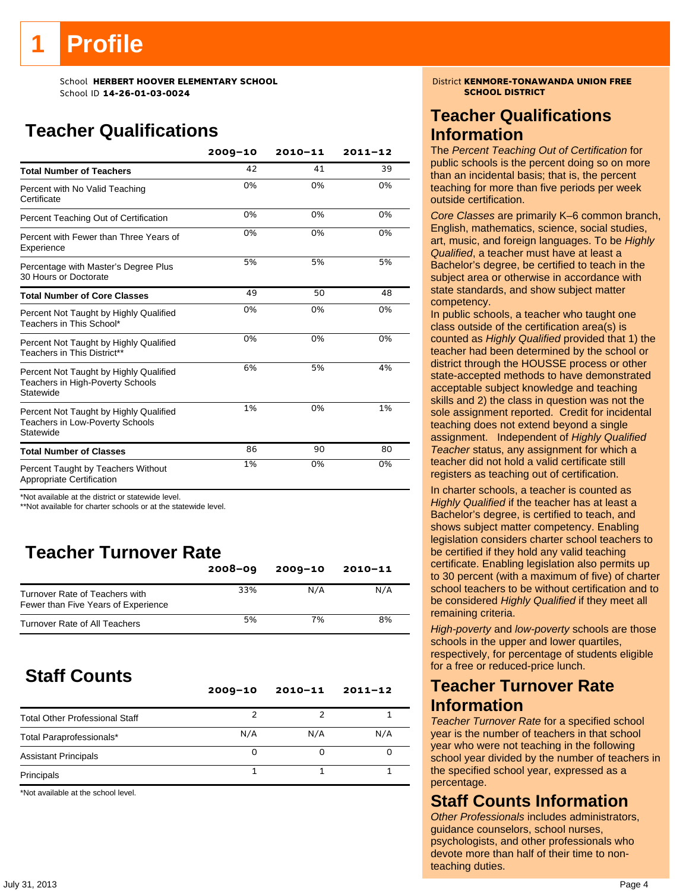# 1 Profile

School **HERBERT HOOVER ELEMENTARY SCHOOL**
School ID **14-26-01-03-0024**

District **KENMORE-TONAWANDA UNION FREE SCHOOL DISTRICT**

## Teacher Qualifications

| | 2009–10 | 2010–11 | 2011–12 |
|---|---|---|---|
| **Total Number of Teachers** | 42 | 41 | 39 |
| Percent with No Valid Teaching Certificate | 0% | 0% | 0% |
| Percent Teaching Out of Certification | 0% | 0% | 0% |
| Percent with Fewer than Three Years of Experience | 0% | 0% | 0% |
| Percentage with Master's Degree Plus 30 Hours or Doctorate | 5% | 5% | 5% |
| **Total Number of Core Classes** | 49 | 50 | 48 |
| Percent Not Taught by Highly Qualified Teachers in This School* | 0% | 0% | 0% |
| Percent Not Taught by Highly Qualified Teachers in This District** | 0% | 0% | 0% |
| Percent Not Taught by Highly Qualified Teachers in High-Poverty Schools Statewide | 6% | 5% | 4% |
| Percent Not Taught by Highly Qualified Teachers in Low-Poverty Schools Statewide | 1% | 0% | 1% |
| **Total Number of Classes** | 86 | 90 | 80 |
| Percent Taught by Teachers Without Appropriate Certification | 1% | 0% | 0% |

*Not available at the district or statewide level.
**Not available for charter schools or at the statewide level.

## Teacher Turnover Rate

| | 2008–09 | 2009–10 | 2010–11 |
|---|---|---|---|
| Turnover Rate of Teachers with Fewer than Five Years of Experience | 33% | N/A | N/A |
| Turnover Rate of All Teachers | 5% | 7% | 8% |

## Staff Counts

| | 2009–10 | 2010–11 | 2011–12 |
|---|---|---|---|
| Total Other Professional Staff | 2 | 2 | 1 |
| Total Paraprofessionals* | N/A | N/A | N/A |
| Assistant Principals | 0 | 0 | 0 |
| Principals | 1 | 1 | 1 |

*Not available at the school level.

## Teacher Qualifications Information

The *Percent Teaching Out of Certification* for public schools is the percent doing so on more than an incidental basis; that is, the percent teaching for more than five periods per week outside certification.

*Core Classes* are primarily K–6 common branch, English, mathematics, science, social studies, art, music, and foreign languages. To be *Highly Qualified*, a teacher must have at least a Bachelor's degree, be certified to teach in the subject area or otherwise in accordance with state standards, and show subject matter competency.

In public schools, a teacher who taught one class outside of the certification area(s) is counted as *Highly Qualified* provided that 1) the teacher had been determined by the school or district through the HOUSSE process or other state-accepted methods to have demonstrated acceptable subject knowledge and teaching skills and 2) the class in question was not the sole assignment reported. Credit for incidental teaching does not extend beyond a single assignment. Independent of *Highly Qualified Teacher* status, any assignment for which a teacher did not hold a valid certificate still registers as teaching out of certification.

In charter schools, a teacher is counted as *Highly Qualified* if the teacher has at least a Bachelor's degree, is certified to teach, and shows subject matter competency. Enabling legislation considers charter school teachers to be certified if they hold any valid teaching certificate. Enabling legislation also permits up to 30 percent (with a maximum of five) of charter school teachers to be without certification and to be considered *Highly Qualified* if they meet all remaining criteria.

*High-poverty* and *low-poverty* schools are those schools in the upper and lower quartiles, respectively, for percentage of students eligible for a free or reduced-price lunch.

## Teacher Turnover Rate Information

*Teacher Turnover Rate* for a specified school year is the number of teachers in that school year who were not teaching in the following school year divided by the number of teachers in the specified school year, expressed as a percentage.

## Staff Counts Information

*Other Professionals* includes administrators, guidance counselors, school nurses, psychologists, and other professionals who devote more than half of their time to non-teaching duties.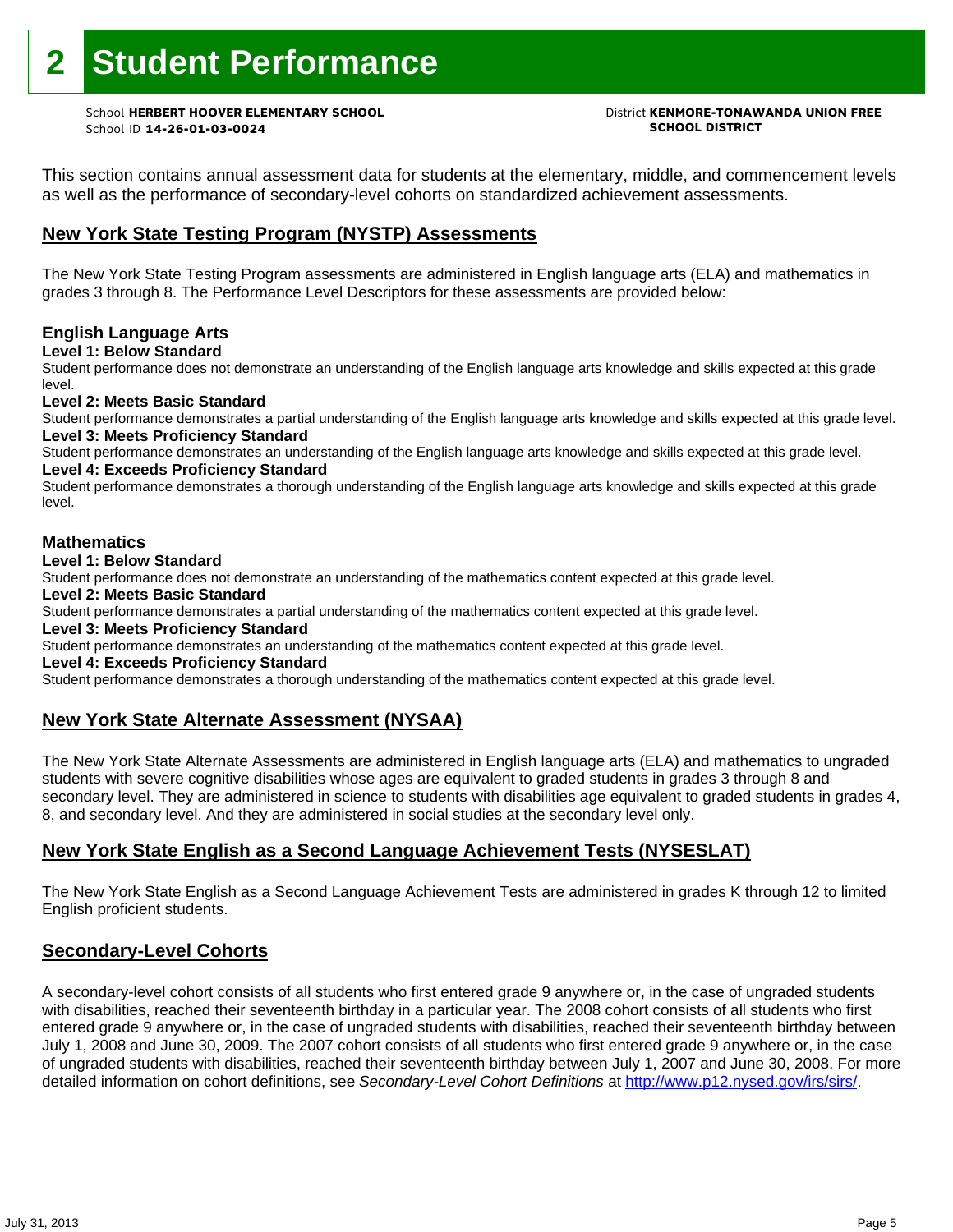# 2 Student Performance

School **HERBERT HOOVER ELEMENTARY SCHOOL**
School ID **14-26-01-03-0024**

District **KENMORE-TONAWANDA UNION FREE SCHOOL DISTRICT**

This section contains annual assessment data for students at the elementary, middle, and commencement levels as well as the performance of secondary-level cohorts on standardized achievement assessments.

## New York State Testing Program (NYSTP) Assessments

The New York State Testing Program assessments are administered in English language arts (ELA) and mathematics in grades 3 through 8. The Performance Level Descriptors for these assessments are provided below:

### English Language Arts

**Level 1: Below Standard**
Student performance does not demonstrate an understanding of the English language arts knowledge and skills expected at this grade level.

**Level 2: Meets Basic Standard**
Student performance demonstrates a partial understanding of the English language arts knowledge and skills expected at this grade level.

**Level 3: Meets Proficiency Standard**
Student performance demonstrates an understanding of the English language arts knowledge and skills expected at this grade level.

**Level 4: Exceeds Proficiency Standard**
Student performance demonstrates a thorough understanding of the English language arts knowledge and skills expected at this grade level.

### Mathematics

**Level 1: Below Standard**
Student performance does not demonstrate an understanding of the mathematics content expected at this grade level.

**Level 2: Meets Basic Standard**
Student performance demonstrates a partial understanding of the mathematics content expected at this grade level.

**Level 3: Meets Proficiency Standard**
Student performance demonstrates an understanding of the mathematics content expected at this grade level.

**Level 4: Exceeds Proficiency Standard**
Student performance demonstrates a thorough understanding of the mathematics content expected at this grade level.

## New York State Alternate Assessment (NYSAA)

The New York State Alternate Assessments are administered in English language arts (ELA) and mathematics to ungraded students with severe cognitive disabilities whose ages are equivalent to graded students in grades 3 through 8 and secondary level. They are administered in science to students with disabilities age equivalent to graded students in grades 4, 8, and secondary level. And they are administered in social studies at the secondary level only.

## New York State English as a Second Language Achievement Tests (NYSESLAT)

The New York State English as a Second Language Achievement Tests are administered in grades K through 12 to limited English proficient students.

## Secondary-Level Cohorts

A secondary-level cohort consists of all students who first entered grade 9 anywhere or, in the case of ungraded students with disabilities, reached their seventeenth birthday in a particular year. The 2008 cohort consists of all students who first entered grade 9 anywhere or, in the case of ungraded students with disabilities, reached their seventeenth birthday between July 1, 2008 and June 30, 2009. The 2007 cohort consists of all students who first entered grade 9 anywhere or, in the case of ungraded students with disabilities, reached their seventeenth birthday between July 1, 2007 and June 30, 2008. For more detailed information on cohort definitions, see *Secondary-Level Cohort Definitions* at http://www.p12.nysed.gov/irs/sirs/.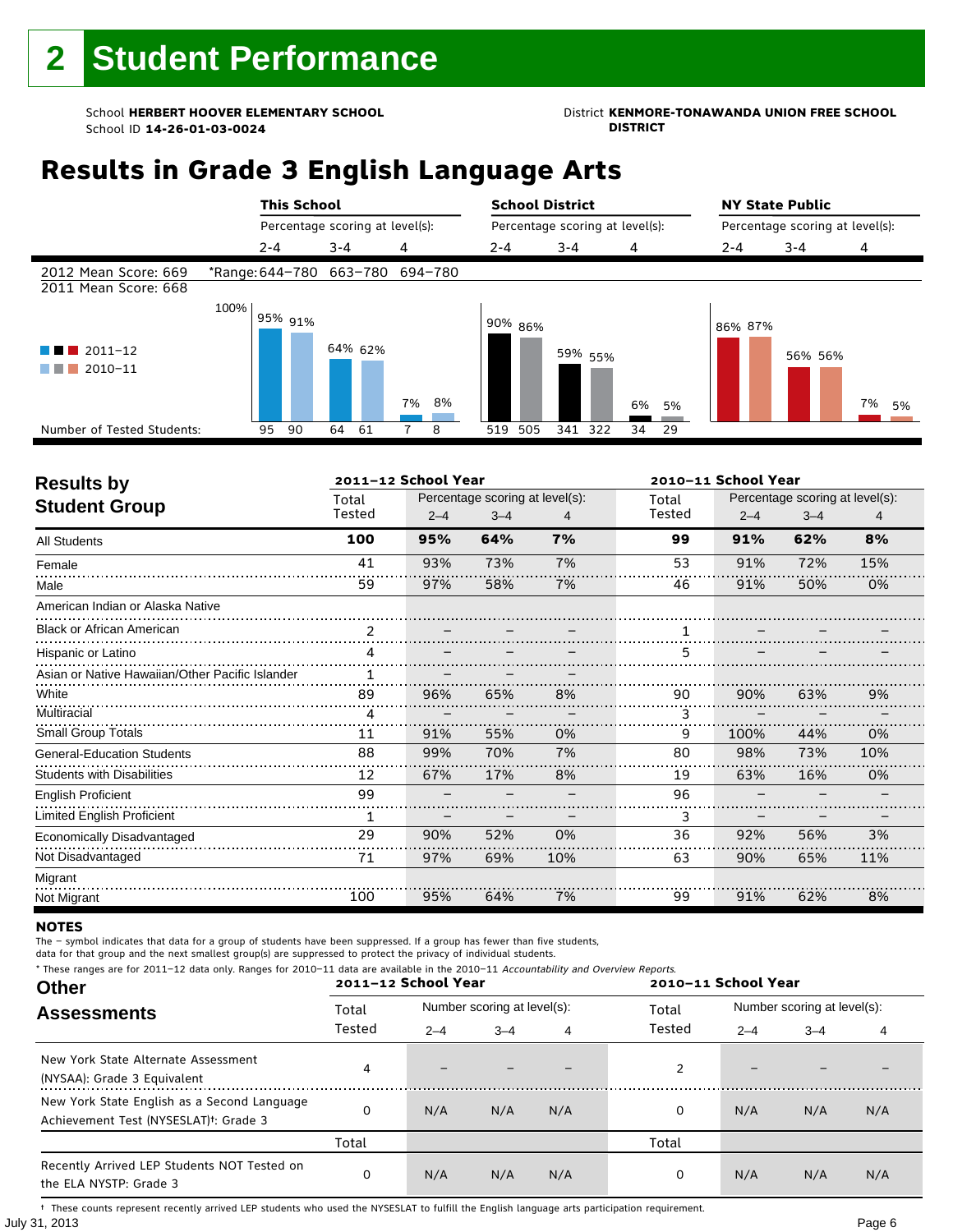# 2 Student Performance

School **HERBERT HOOVER ELEMENTARY SCHOOL**
School ID **14-26-01-03-0024**

District **KENMORE-TONAWANDA UNION FREE SCHOOL DISTRICT**

## Results in Grade 3 English Language Arts

| | This School | | | School District | | | NY State Public | | |
|---|---|---|---|---|---|---|---|---|---|
| | Percentage scoring at level(s): | | | Percentage scoring at level(s): | | | Percentage scoring at level(s): | | |
| | 2–4 | 3–4 | 4 | 2–4 | 3–4 | 4 | 2–4 | 3–4 | 4 |
| 2012 Mean Score: 669 | *Range: 644–780 | 663–780 | 694–780 | | | | | | |
| 2011 Mean Score: 668 | | | | | | | | | |
| 2011–12 | 95% | 64% | 7% | 90% | 59% | 6% | 86% | 56% | 7% |
| 2010–11 | 91% | 62% | 8% | 86% | 55% | 5% | 87% | 56% | 5% |
| Number of Tested Students: 2011–12 | 95 | 64 | 7 | 519 | 341 | 34 | | | |
| Number of Tested Students: 2010–11 | 90 | 61 | 8 | 505 | 322 | 29 | | | |

| Results by Student Group | 2011–12 School Year | | | | 2010–11 School Year | | | |
|---|---|---|---|---|---|---|---|---|
| | Total Tested | Percentage scoring at level(s): 2–4 | 3–4 | 4 | Total Tested | Percentage scoring at level(s): 2–4 | 3–4 | 4 |
| **All Students** | **100** | **95%** | **64%** | **7%** | **99** | **91%** | **62%** | **8%** |
| Female | 41 | 93% | 73% | 7% | 53 | 91% | 72% | 15% |
| Male | 59 | 97% | 58% | 7% | 46 | 91% | 50% | 0% |
| American Indian or Alaska Native | | | | | | | | |
| Black or African American | 2 | – | – | – | 1 | – | – | – |
| Hispanic or Latino | 4 | – | – | – | 5 | – | – | – |
| Asian or Native Hawaiian/Other Pacific Islander | 1 | – | – | – | | | | |
| White | 89 | 96% | 65% | 8% | 90 | 90% | 63% | 9% |
| Multiracial | 4 | – | – | – | 3 | – | – | – |
| Small Group Totals | 11 | 91% | 55% | 0% | 9 | 100% | 44% | 0% |
| General-Education Students | 88 | 99% | 70% | 7% | 80 | 98% | 73% | 10% |
| Students with Disabilities | 12 | 67% | 17% | 8% | 19 | 63% | 16% | 0% |
| English Proficient | 99 | – | – | – | 96 | – | – | – |
| Limited English Proficient | 1 | – | – | – | 3 | – | – | – |
| Economically Disadvantaged | 29 | 90% | 52% | 0% | 36 | 92% | 56% | 3% |
| Not Disadvantaged | 71 | 97% | 69% | 10% | 63 | 90% | 65% | 11% |
| Migrant | | | | | | | | |
| Not Migrant | 100 | 95% | 64% | 7% | 99 | 91% | 62% | 8% |

### NOTES

The – symbol indicates that data for a group of students have been suppressed. If a group has fewer than five students, data for that group and the next smallest group(s) are suppressed to protect the privacy of individual students.

\* These ranges are for 2011–12 data only. Ranges for 2010–11 data are available in the 2010–11 *Accountability and Overview Reports.*

| Other Assessments | 2011–12 School Year | | | | 2010–11 School Year | | | |
|---|---|---|---|---|---|---|---|---|
| | Total Tested | Number scoring at level(s): 2–4 | 3–4 | 4 | Total Tested | Number scoring at level(s): 2–4 | 3–4 | 4 |
| New York State Alternate Assessment (NYSAA): Grade 3 Equivalent | 4 | – | – | – | 2 | – | – | – |
| New York State English as a Second Language Achievement Test (NYSESLAT)†: Grade 3 | 0 | N/A | N/A | N/A | 0 | N/A | N/A | N/A |
| | Total | | | | Total | | | |
| Recently Arrived LEP Students NOT Tested on the ELA NYSTP: Grade 3 | 0 | N/A | N/A | N/A | 0 | N/A | N/A | N/A |

† These counts represent recently arrived LEP students who used the NYSESLAT to fulfill the English language arts participation requirement.

July 31, 2013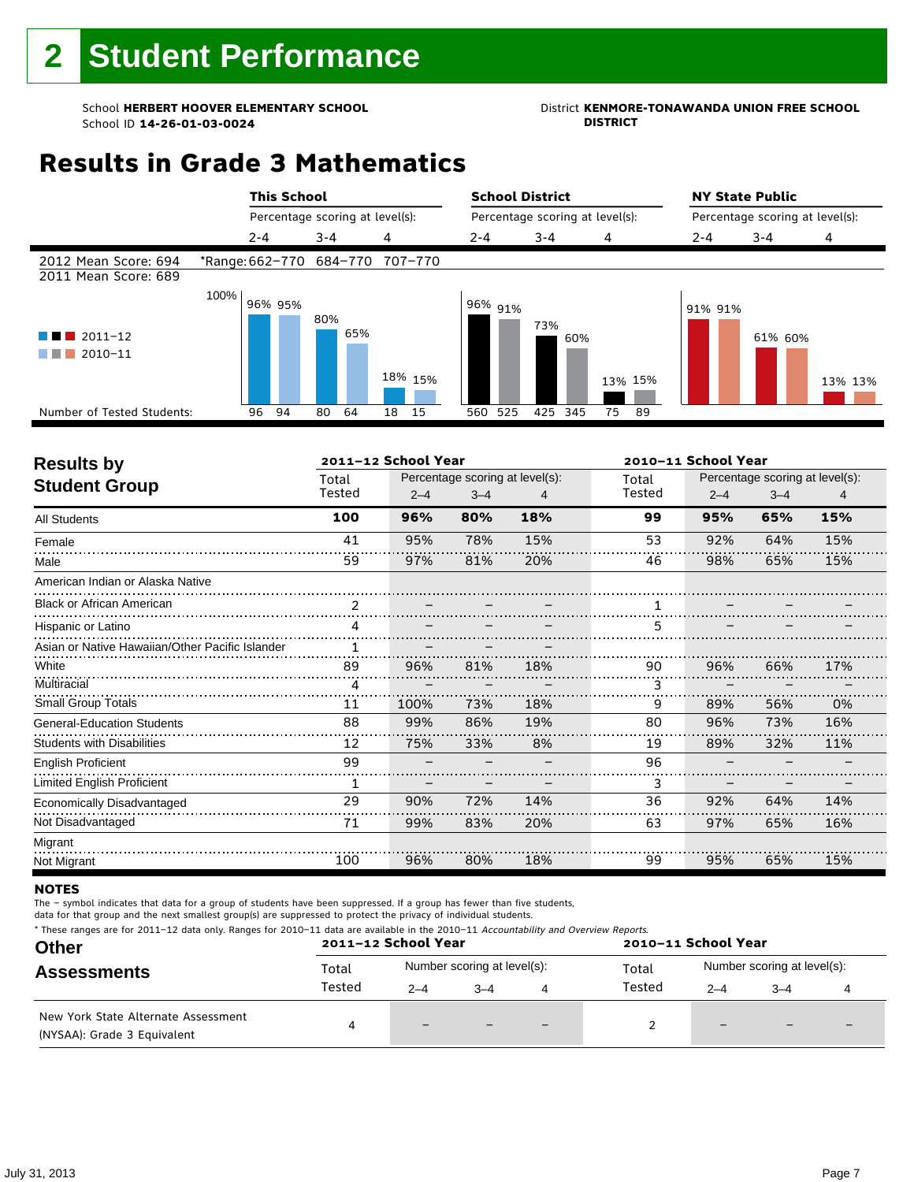# 2 Student Performance

School **HERBERT HOOVER ELEMENTARY SCHOOL**
School ID **14-26-01-03-0024**

District **KENMORE-TONAWANDA UNION FREE SCHOOL DISTRICT**

## Results in Grade 3 Mathematics

| | This School | | | School District | | | NY State Public | | |
|---|---|---|---|---|---|---|---|---|---|
| | Percentage scoring at level(s): | | | Percentage scoring at level(s): | | | Percentage scoring at level(s): | | |
| | 2-4 | 3-4 | 4 | 2-4 | 3-4 | 4 | 2-4 | 3-4 | 4 |
| 2012 Mean Score: 694 | *Range: 662–770 | 684–770 | 707–770 | | | | | | |
| 2011 Mean Score: 689 | | | | | | | | | |
| 2011–12 | 96% | 80% | 18% | 96% | 73% | 13% | 91% | 61% | 13% |
| 2010–11 | 95% | 65% | 15% | 91% | 60% | 15% | 91% | 60% | 13% |
| Number of Tested Students: 2011–12 | 96 | 80 | 18 | 560 | 425 | 75 | | | |
| Number of Tested Students: 2010–11 | 94 | 64 | 15 | 525 | 345 | 89 | | | |

## Results by Student Group

| | 2011–12 School Year | | | | 2010–11 School Year | | | |
|---|---|---|---|---|---|---|---|---|
| | Total Tested | Percentage scoring at level(s): 2–4 | 3–4 | 4 | Total Tested | Percentage scoring at level(s): 2–4 | 3–4 | 4 |
| **All Students** | **100** | **96%** | **80%** | **18%** | **99** | **95%** | **65%** | **15%** |
| Female | 41 | 95% | 78% | 15% | 53 | 92% | 64% | 15% |
| Male | 59 | 97% | 81% | 20% | 46 | 98% | 65% | 15% |
| American Indian or Alaska Native | | | | | | | | |
| Black or African American | 2 | – | – | – | 1 | – | – | – |
| Hispanic or Latino | 4 | – | – | – | 5 | – | – | – |
| Asian or Native Hawaiian/Other Pacific Islander | 1 | – | – | – | | | | |
| White | 89 | 96% | 81% | 18% | 90 | 96% | 66% | 17% |
| Multiracial | 4 | – | – | – | 3 | – | – | – |
| Small Group Totals | 11 | 100% | 73% | 18% | 9 | 89% | 56% | 0% |
| General-Education Students | 88 | 99% | 86% | 19% | 80 | 96% | 73% | 16% |
| Students with Disabilities | 12 | 75% | 33% | 8% | 19 | 89% | 32% | 11% |
| English Proficient | 99 | – | – | – | 96 | – | – | – |
| Limited English Proficient | 1 | – | – | – | 3 | – | – | – |
| Economically Disadvantaged | 29 | 90% | 72% | 14% | 36 | 92% | 64% | 14% |
| Not Disadvantaged | 71 | 99% | 83% | 20% | 63 | 97% | 65% | 16% |
| Migrant | | | | | | | | |
| Not Migrant | 100 | 96% | 80% | 18% | 99 | 95% | 65% | 15% |

**NOTES**

The – symbol indicates that data for a group of students have been suppressed. If a group has fewer than five students, data for that group and the next smallest group(s) are suppressed to protect the privacy of individual students.

* These ranges are for 2011–12 data only. Ranges for 2010–11 data are available in the 2010–11 *Accountability and Overview Reports.*

## Other Assessments

| | 2011–12 School Year | | | | 2010–11 School Year | | | |
|---|---|---|---|---|---|---|---|---|
| | Total Tested | Number scoring at level(s): 2–4 | 3–4 | 4 | Total Tested | Number scoring at level(s): 2–4 | 3–4 | 4 |
| New York State Alternate Assessment (NYSAA): Grade 3 Equivalent | 4 | – | – | – | 2 | – | – | – |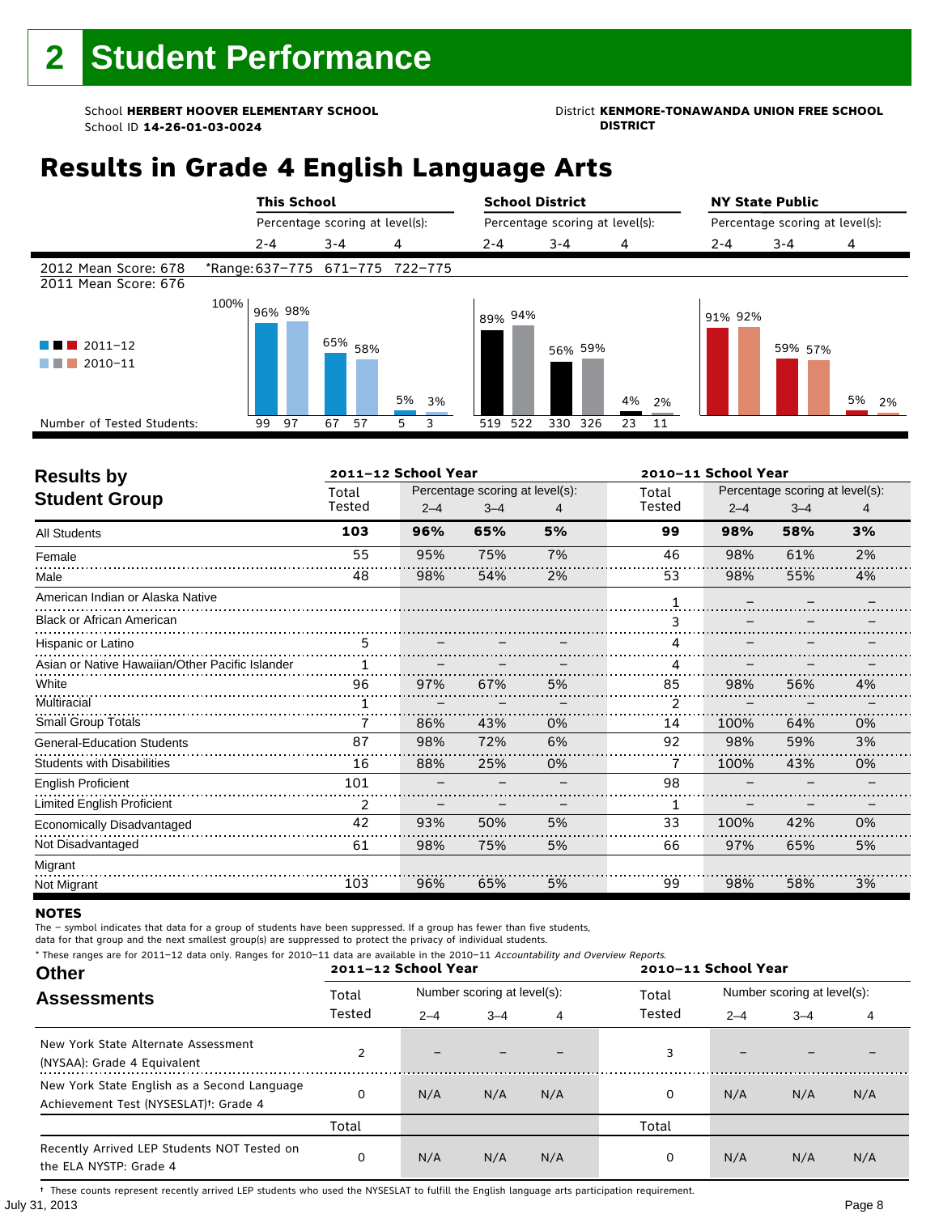# 2 Student Performance

School **HERBERT HOOVER ELEMENTARY SCHOOL**
School ID **14-26-01-03-0024**

District **KENMORE-TONAWANDA UNION FREE SCHOOL DISTRICT**

## Results in Grade 4 English Language Arts

| | This School | | | School District | | | NY State Public | | |
|---|---|---|---|---|---|---|---|---|---|
| | Percentage scoring at level(s): | | | Percentage scoring at level(s): | | | Percentage scoring at level(s): | | |
| | 2-4 | 3-4 | 4 | 2-4 | 3-4 | 4 | 2-4 | 3-4 | 4 |
| 2012 Mean Score: 678 | *Range: 637–775 | 671–775 | 722–775 | | | | | | |
| 2011 Mean Score: 676 | | | | | | | | | |
| 2011–12 | 96% | 65% | 5% | 89% | 56% | 4% | 91% | 59% | 5% |
| 2010–11 | 98% | 58% | 3% | 94% | 59% | 2% | 92% | 57% | 2% |
| Number of Tested Students: 2011–12 | 99 | 67 | 5 | 519 | 330 | 23 | | | |
| Number of Tested Students: 2010–11 | 97 | 57 | 3 | 522 | 326 | 11 | | | |

| Results by Student Group | 2011–12 School Year | | | | 2010–11 School Year | | | |
|---|---|---|---|---|---|---|---|---|
| | Total Tested | Percentage scoring at level(s): 2–4 | 3–4 | 4 | Total Tested | Percentage scoring at level(s): 2–4 | 3–4 | 4 |
| **All Students** | **103** | **96%** | **65%** | **5%** | **99** | **98%** | **58%** | **3%** |
| Female | 55 | 95% | 75% | 7% | 46 | 98% | 61% | 2% |
| Male | 48 | 98% | 54% | 2% | 53 | 98% | 55% | 4% |
| American Indian or Alaska Native | | | | | 1 | – | – | – |
| Black or African American | | | | | 3 | – | – | – |
| Hispanic or Latino | 5 | – | – | – | 4 | – | – | – |
| Asian or Native Hawaiian/Other Pacific Islander | 1 | – | – | – | 4 | – | – | – |
| White | 96 | 97% | 67% | 5% | 85 | 98% | 56% | 4% |
| Multiracial | 1 | – | – | – | 2 | – | – | – |
| Small Group Totals | 7 | 86% | 43% | 0% | 14 | 100% | 64% | 0% |
| General-Education Students | 87 | 98% | 72% | 6% | 92 | 98% | 59% | 3% |
| Students with Disabilities | 16 | 88% | 25% | 0% | 7 | 100% | 43% | 0% |
| English Proficient | 101 | – | – | – | 98 | – | – | – |
| Limited English Proficient | 2 | – | – | – | 1 | – | – | – |
| Economically Disadvantaged | 42 | 93% | 50% | 5% | 33 | 100% | 42% | 0% |
| Not Disadvantaged | 61 | 98% | 75% | 5% | 66 | 97% | 65% | 5% |
| Migrant | | | | | | | | |
| Not Migrant | 103 | 96% | 65% | 5% | 99 | 98% | 58% | 3% |

**NOTES**

The – symbol indicates that data for a group of students have been suppressed. If a group has fewer than five students, data for that group and the next smallest group(s) are suppressed to protect the privacy of individual students.

* These ranges are for 2011–12 data only. Ranges for 2010–11 data are available in the 2010–11 *Accountability and Overview Reports.*

| Other Assessments | 2011–12 School Year | | | | 2010–11 School Year | | | |
|---|---|---|---|---|---|---|---|---|
| | Total Tested | Number scoring at level(s): 2–4 | 3–4 | 4 | Total Tested | Number scoring at level(s): 2–4 | 3–4 | 4 |
| New York State Alternate Assessment (NYSAA): Grade 4 Equivalent | 2 | – | – | – | 3 | – | – | – |
| New York State English as a Second Language Achievement Test (NYSESLAT)†: Grade 4 | 0 | N/A | N/A | N/A | 0 | N/A | N/A | N/A |
| | Total | | | | Total | | | |
| Recently Arrived LEP Students NOT Tested on the ELA NYSTP: Grade 4 | 0 | N/A | N/A | N/A | 0 | N/A | N/A | N/A |

† These counts represent recently arrived LEP students who used the NYSESLAT to fulfill the English language arts participation requirement.

July 31, 2013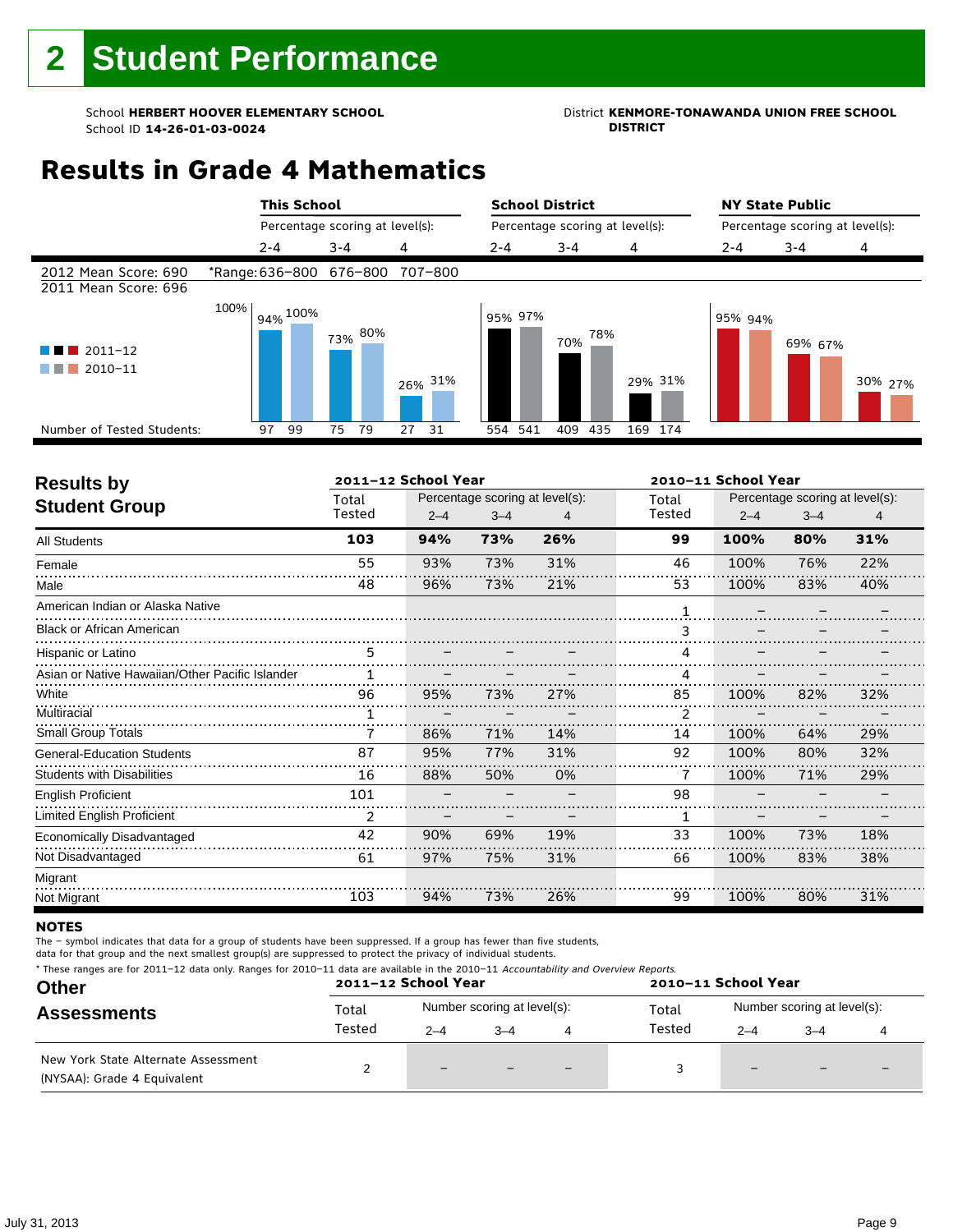# 2 Student Performance

School **HERBERT HOOVER ELEMENTARY SCHOOL**
School ID **14-26-01-03-0024**

District **KENMORE-TONAWANDA UNION FREE SCHOOL DISTRICT**

## Results in Grade 4 Mathematics

| | This School 2-4 | This School 3-4 | This School 4 | School District 2-4 | School District 3-4 | School District 4 | NY State Public 2-4 | NY State Public 3-4 | NY State Public 4 |
|---|---|---|---|---|---|---|---|---|---|
| 2012 Mean Score: 690 | *Range: 636–800 | 676–800 | 707–800 | | | | | | |
| 2011 Mean Score: 696 | | | | | | | | | |
| 2011–12 | 94% | 73% | 26% | 95% | 70% | 29% | 95% | 69% | 30% |
| 2010–11 | 100% | 80% | 31% | 97% | 78% | 31% | 94% | 67% | 27% |
| Number of Tested Students: 2011–12 | 97 | 75 | 27 | 554 | 409 | 169 | | | |
| Number of Tested Students: 2010–11 | 99 | 79 | 31 | 541 | 435 | 174 | | | |

## Results by Student Group

| | 2011–12 School Year | | | | 2010–11 School Year | | | |
|---|---|---|---|---|---|---|---|---|
| | Total Tested | Percentage scoring at level(s): 2–4 | 3–4 | 4 | Total Tested | Percentage scoring at level(s): 2–4 | 3–4 | 4 |
| **All Students** | **103** | **94%** | **73%** | **26%** | **99** | **100%** | **80%** | **31%** |
| Female | 55 | 93% | 73% | 31% | 46 | 100% | 76% | 22% |
| Male | 48 | 96% | 73% | 21% | 53 | 100% | 83% | 40% |
| American Indian or Alaska Native | | | | | 1 | – | – | – |
| Black or African American | | | | | 3 | – | – | – |
| Hispanic or Latino | 5 | – | – | – | 4 | – | – | – |
| Asian or Native Hawaiian/Other Pacific Islander | 1 | – | – | – | 4 | – | – | – |
| White | 96 | 95% | 73% | 27% | 85 | 100% | 82% | 32% |
| Multiracial | 1 | – | – | – | 2 | – | – | – |
| Small Group Totals | 7 | 86% | 71% | 14% | 14 | 100% | 64% | 29% |
| General-Education Students | 87 | 95% | 77% | 31% | 92 | 100% | 80% | 32% |
| Students with Disabilities | 16 | 88% | 50% | 0% | 7 | 100% | 71% | 29% |
| English Proficient | 101 | – | – | – | 98 | – | – | – |
| Limited English Proficient | 2 | – | – | – | 1 | – | – | – |
| Economically Disadvantaged | 42 | 90% | 69% | 19% | 33 | 100% | 73% | 18% |
| Not Disadvantaged | 61 | 97% | 75% | 31% | 66 | 100% | 83% | 38% |
| Migrant | | | | | | | | |
| Not Migrant | 103 | 94% | 73% | 26% | 99 | 100% | 80% | 31% |

**NOTES**

The – symbol indicates that data for a group of students have been suppressed. If a group has fewer than five students, data for that group and the next smallest group(s) are suppressed to protect the privacy of individual students.

* These ranges are for 2011–12 data only. Ranges for 2010–11 data are available in the 2010–11 *Accountability and Overview Reports.*

## Other Assessments

| | 2011–12 School Year | | | | 2010–11 School Year | | | |
|---|---|---|---|---|---|---|---|---|
| | Total Tested | Number scoring at level(s): 2–4 | 3–4 | 4 | Total Tested | Number scoring at level(s): 2–4 | 3–4 | 4 |
| New York State Alternate Assessment (NYSAA): Grade 4 Equivalent | 2 | – | – | – | 3 | – | – | – |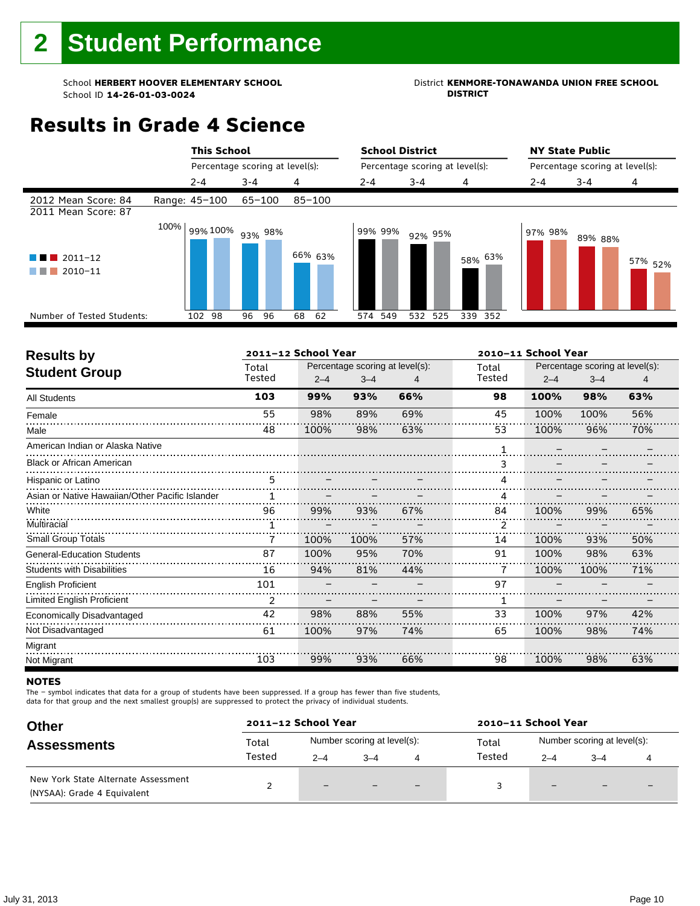# 2 Student Performance

School **HERBERT HOOVER ELEMENTARY SCHOOL**
School ID **14-26-01-03-0024**

District **KENMORE-TONAWANDA UNION FREE SCHOOL DISTRICT**

## Results in Grade 4 Science

2012 Mean Score: 84
2011 Mean Score: 87

| | This School | | | School District | | | NY State Public | | |
|---|---|---|---|---|---|---|---|---|---|
| Percentage scoring at level(s): | 2-4 | 3-4 | 4 | 2-4 | 3-4 | 4 | 2-4 | 3-4 | 4 |
| Range | 45–100 | 65–100 | 85–100 | | | | | | |
| 2011–12 | 99% | 93% | 66% | 99% | 92% | 58% | 97% | 89% | 57% |
| 2010–11 | 100% | 98% | 63% | 99% | 95% | 63% | 98% | 88% | 52% |
| Number of Tested Students: 2011–12 | 102 | 96 | 68 | 574 | 532 | 339 | | | |
| Number of Tested Students: 2010–11 | 98 | 96 | 62 | 549 | 525 | 352 | | | |

## Results by Student Group

| | 2011–12 School Year | | | | 2010–11 School Year | | | |
|---|---|---|---|---|---|---|---|---|
| | Total Tested | Percentage scoring at level(s): 2–4 | 3–4 | 4 | Total Tested | Percentage scoring at level(s): 2–4 | 3–4 | 4 |
| **All Students** | **103** | **99%** | **93%** | **66%** | **98** | **100%** | **98%** | **63%** |
| Female | 55 | 98% | 89% | 69% | 45 | 100% | 100% | 56% |
| Male | 48 | 100% | 98% | 63% | 53 | 100% | 96% | 70% |
| American Indian or Alaska Native | | | | | 1 | – | – | – |
| Black or African American | | | | | 3 | – | – | – |
| Hispanic or Latino | 5 | – | – | – | 4 | – | – | – |
| Asian or Native Hawaiian/Other Pacific Islander | 1 | – | – | – | 4 | – | – | – |
| White | 96 | 99% | 93% | 67% | 84 | 100% | 99% | 65% |
| Multiracial | 1 | – | – | – | 2 | – | – | – |
| Small Group Totals | 7 | 100% | 100% | 57% | 14 | 100% | 93% | 50% |
| General-Education Students | 87 | 100% | 95% | 70% | 91 | 100% | 98% | 63% |
| Students with Disabilities | 16 | 94% | 81% | 44% | 7 | 100% | 100% | 71% |
| English Proficient | 101 | – | – | – | 97 | – | – | – |
| Limited English Proficient | 2 | – | – | – | 1 | – | – | – |
| Economically Disadvantaged | 42 | 98% | 88% | 55% | 33 | 100% | 97% | 42% |
| Not Disadvantaged | 61 | 100% | 97% | 74% | 65 | 100% | 98% | 74% |
| Migrant | | | | | | | | |
| Not Migrant | 103 | 99% | 93% | 66% | 98 | 100% | 98% | 63% |

**NOTES**

The – symbol indicates that data for a group of students have been suppressed. If a group has fewer than five students, data for that group and the next smallest group(s) are suppressed to protect the privacy of individual students.

## Other Assessments

| | 2011–12 School Year | | | | 2010–11 School Year | | | |
|---|---|---|---|---|---|---|---|---|
| | Total Tested | Number scoring at level(s): 2–4 | 3–4 | 4 | Total Tested | Number scoring at level(s): 2–4 | 3–4 | 4 |
| New York State Alternate Assessment (NYSAA): Grade 4 Equivalent | 2 | – | – | – | 3 | – | – | – |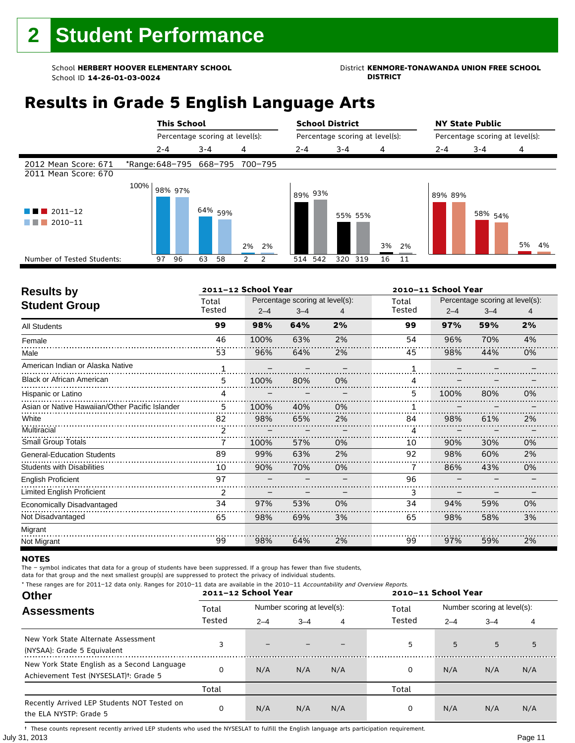# 2 Student Performance

School **HERBERT HOOVER ELEMENTARY SCHOOL**
School ID **14-26-01-03-0024**

District **KENMORE-TONAWANDA UNION FREE SCHOOL DISTRICT**

## Results in Grade 5 English Language Arts

| | This School | | | School District | | | NY State Public | | |
|---|---|---|---|---|---|---|---|---|---|
| | Percentage scoring at level(s): | | | Percentage scoring at level(s): | | | Percentage scoring at level(s): | | |
| | 2-4 | 3-4 | 4 | 2-4 | 3-4 | 4 | 2-4 | 3-4 | 4 |
| 2012 Mean Score: 671 | *Range: 648–795 | 668–795 | 700–795 | | | | | | |
| 2011 Mean Score: 670 | | | | | | | | | |
| 2011–12 | 98% | 64% | 2% | 89% | 55% | 3% | 89% | 58% | 5% |
| 2010–11 | 97% | 59% | 2% | 93% | 55% | 2% | 89% | 54% | 4% |
| Number of Tested Students: 2011–12 | 97 | 63 | 2 | 514 | 320 | 16 | | | |
| Number of Tested Students: 2010–11 | 96 | 58 | 2 | 542 | 319 | 11 | | | |

| Results by Student Group | 2011–12 Total Tested | 2011–12 2–4 | 2011–12 3–4 | 2011–12 4 | 2010–11 Total Tested | 2010–11 2–4 | 2010–11 3–4 | 2010–11 4 |
|---|---|---|---|---|---|---|---|---|
| **All Students** | **99** | **98%** | **64%** | **2%** | **99** | **97%** | **59%** | **2%** |
| Female | 46 | 100% | 63% | 2% | 54 | 96% | 70% | 4% |
| Male | 53 | 96% | 64% | 2% | 45 | 98% | 44% | 0% |
| American Indian or Alaska Native | 1 | – | – | – | 1 | – | – | – |
| Black or African American | 5 | 100% | 80% | 0% | 4 | – | – | – |
| Hispanic or Latino | 4 | – | – | – | 5 | 100% | 80% | 0% |
| Asian or Native Hawaiian/Other Pacific Islander | 5 | 100% | 40% | 0% | 1 | – | – | – |
| White | 82 | 98% | 65% | 2% | 84 | 98% | 61% | 2% |
| Multiracial | 2 | – | – | – | 4 | – | – | – |
| Small Group Totals | 7 | 100% | 57% | 0% | 10 | 90% | 30% | 0% |
| General-Education Students | 89 | 99% | 63% | 2% | 92 | 98% | 60% | 2% |
| Students with Disabilities | 10 | 90% | 70% | 0% | 7 | 86% | 43% | 0% |
| English Proficient | 97 | – | – | – | 96 | – | – | – |
| Limited English Proficient | 2 | – | – | – | 3 | – | – | – |
| Economically Disadvantaged | 34 | 97% | 53% | 0% | 34 | 94% | 59% | 0% |
| Not Disadvantaged | 65 | 98% | 69% | 3% | 65 | 98% | 58% | 3% |
| Migrant | | | | | | | | |
| Not Migrant | 99 | 98% | 64% | 2% | 99 | 97% | 59% | 2% |

**NOTES**

The – symbol indicates that data for a group of students have been suppressed. If a group has fewer than five students, data for that group and the next smallest group(s) are suppressed to protect the privacy of individual students.

* These ranges are for 2011–12 data only. Ranges for 2010–11 data are available in the 2010–11 *Accountability and Overview Reports.*

| Other Assessments | 2011–12 Total Tested | 2011–12 2–4 | 2011–12 3–4 | 2011–12 4 | 2010–11 Total Tested | 2010–11 2–4 | 2010–11 3–4 | 2010–11 4 |
|---|---|---|---|---|---|---|---|---|
| New York State Alternate Assessment (NYSAA): Grade 5 Equivalent | 3 | – | – | – | 5 | 5 | 5 | 5 |
| New York State English as a Second Language Achievement Test (NYSESLAT)†: Grade 5 | 0 | N/A | N/A | N/A | 0 | N/A | N/A | N/A |
| | Total | | | | Total | | | |
| Recently Arrived LEP Students NOT Tested on the ELA NYSTP: Grade 5 | 0 | N/A | N/A | N/A | 0 | N/A | N/A | N/A |

(Number scoring at level(s) for Other Assessments.)

† These counts represent recently arrived LEP students who used the NYSESLAT to fulfill the English language arts participation requirement.

July 31, 2013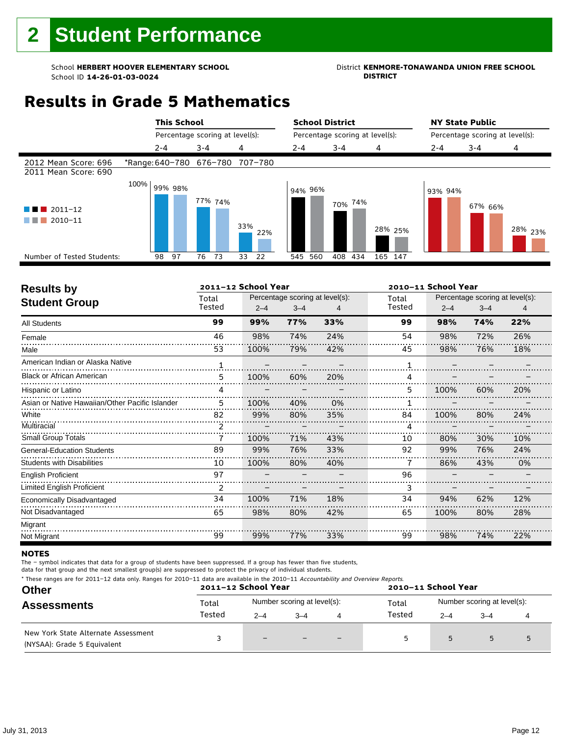## 2 Student Performance

School **HERBERT HOOVER ELEMENTARY SCHOOL**
School ID **14-26-01-03-0024**

District **KENMORE-TONAWANDA UNION FREE SCHOOL DISTRICT**

# Results in Grade 5 Mathematics

| | This School | | | School District | | | NY State Public | | |
|---|---|---|---|---|---|---|---|---|---|
| | Percentage scoring at level(s): | | | Percentage scoring at level(s): | | | Percentage scoring at level(s): | | |
| | 2-4 | 3-4 | 4 | 2-4 | 3-4 | 4 | 2-4 | 3-4 | 4 |
| 2012 Mean Score: 696 | *Range: 640–780 | 676–780 | 707–780 | | | | | | |
| 2011 Mean Score: 690 | | | | | | | | | |
| 2011–12 | 99% | 77% | 33% | 94% | 70% | 28% | 93% | 67% | 28% |
| 2010–11 | 98% | 74% | 22% | 96% | 74% | 25% | 94% | 66% | 23% |
| Number of Tested Students (2011–12) | 98 | 76 | 33 | 545 | 408 | 165 | | | |
| Number of Tested Students (2010–11) | 97 | 73 | 22 | 560 | 434 | 147 | | | |

## Results by Student Group

| | 2011–12 School Year | | | | 2010–11 School Year | | | |
|---|---|---|---|---|---|---|---|---|
| | Total Tested | Percentage scoring at level(s): 2–4 | 3–4 | 4 | Total Tested | Percentage scoring at level(s): 2–4 | 3–4 | 4 |
| **All Students** | **99** | **99%** | **77%** | **33%** | **99** | **98%** | **74%** | **22%** |
| Female | 46 | 98% | 74% | 24% | 54 | 98% | 72% | 26% |
| Male | 53 | 100% | 79% | 42% | 45 | 98% | 76% | 18% |
| American Indian or Alaska Native | 1 | – | – | – | 1 | – | – | – |
| Black or African American | 5 | 100% | 60% | 20% | 4 | – | – | – |
| Hispanic or Latino | 4 | – | – | – | 5 | 100% | 60% | 20% |
| Asian or Native Hawaiian/Other Pacific Islander | 5 | 100% | 40% | 0% | 1 | – | – | – |
| White | 82 | 99% | 80% | 35% | 84 | 100% | 80% | 24% |
| Multiracial | 2 | – | – | – | 4 | – | – | – |
| Small Group Totals | 7 | 100% | 71% | 43% | 10 | 80% | 30% | 10% |
| General-Education Students | 89 | 99% | 76% | 33% | 92 | 99% | 76% | 24% |
| Students with Disabilities | 10 | 100% | 80% | 40% | 7 | 86% | 43% | 0% |
| English Proficient | 97 | – | – | – | 96 | – | – | – |
| Limited English Proficient | 2 | – | – | – | 3 | – | – | – |
| Economically Disadvantaged | 34 | 100% | 71% | 18% | 34 | 94% | 62% | 12% |
| Not Disadvantaged | 65 | 98% | 80% | 42% | 65 | 100% | 80% | 28% |
| Migrant | | | | | | | | |
| Not Migrant | 99 | 99% | 77% | 33% | 99 | 98% | 74% | 22% |

### NOTES

The – symbol indicates that data for a group of students have been suppressed. If a group has fewer than five students, data for that group and the next smallest group(s) are suppressed to protect the privacy of individual students.

\* These ranges are for 2011–12 data only. Ranges for 2010–11 data are available in the 2010–11 *Accountability and Overview Reports*.

## Other Assessments

| | 2011–12 School Year | | | | 2010–11 School Year | | | |
|---|---|---|---|---|---|---|---|---|
| | Total Tested | Number scoring at level(s): 2–4 | 3–4 | 4 | Total Tested | Number scoring at level(s): 2–4 | 3–4 | 4 |
| New York State Alternate Assessment (NYSAA): Grade 5 Equivalent | 3 | – | – | – | 5 | 5 | 5 | 5 |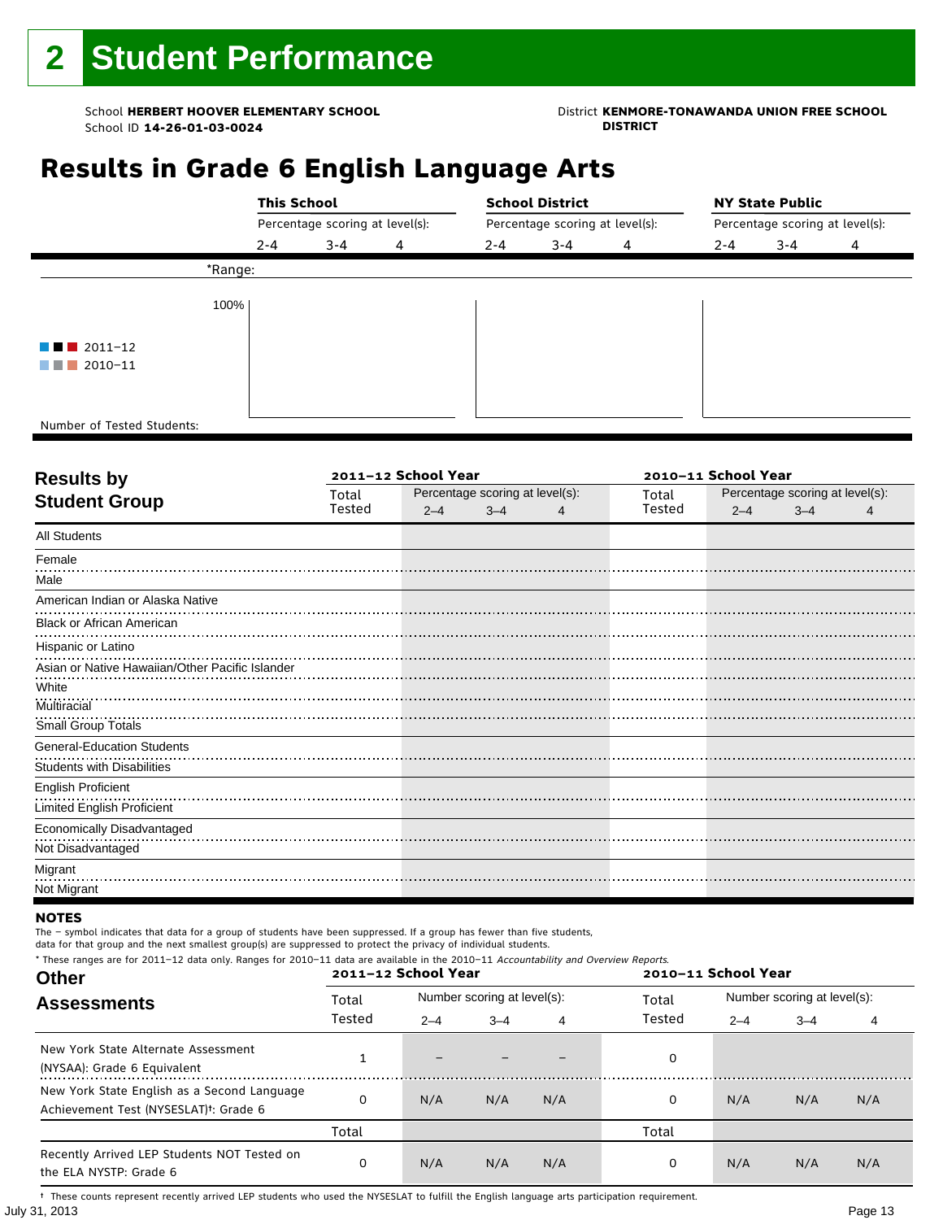# 2 Student Performance

School **HERBERT HOOVER ELEMENTARY SCHOOL**
School ID **14-26-01-03-0024**

District **KENMORE-TONAWANDA UNION FREE SCHOOL DISTRICT**

## Results in Grade 6 English Language Arts

| | This School | | | School District | | | NY State Public | | |
|---|---|---|---|---|---|---|---|---|---|
| | Percentage scoring at level(s): | | | Percentage scoring at level(s): | | | Percentage scoring at level(s): | | |
| | 2-4 | 3-4 | 4 | 2-4 | 3-4 | 4 | 2-4 | 3-4 | 4 |
| *Range: | | | | | | | | | |
| 100% | | | | | | | | | |
| 2011–12 / 2010–11 | | | | | | | | | |
| Number of Tested Students: | | | | | | | | | |

| Results by Student Group | 2011–12 School Year | | | | 2010–11 School Year | | | |
|---|---|---|---|---|---|---|---|---|
| | Total Tested | Percentage scoring at level(s): 2–4 | 3–4 | 4 | Total Tested | Percentage scoring at level(s): 2–4 | 3–4 | 4 |
| All Students | | | | | | | | |
| Female | | | | | | | | |
| Male | | | | | | | | |
| American Indian or Alaska Native | | | | | | | | |
| Black or African American | | | | | | | | |
| Hispanic or Latino | | | | | | | | |
| Asian or Native Hawaiian/Other Pacific Islander | | | | | | | | |
| White | | | | | | | | |
| Multiracial | | | | | | | | |
| Small Group Totals | | | | | | | | |
| General-Education Students | | | | | | | | |
| Students with Disabilities | | | | | | | | |
| English Proficient | | | | | | | | |
| Limited English Proficient | | | | | | | | |
| Economically Disadvantaged | | | | | | | | |
| Not Disadvantaged | | | | | | | | |
| Migrant | | | | | | | | |
| Not Migrant | | | | | | | | |

**NOTES**

The – symbol indicates that data for a group of students have been suppressed. If a group has fewer than five students, data for that group and the next smallest group(s) are suppressed to protect the privacy of individual students.

* These ranges are for 2011–12 data only. Ranges for 2010–11 data are available in the 2010–11 *Accountability and Overview Reports*.

| Other Assessments | 2011–12 School Year | | | | 2010–11 School Year | | | |
|---|---|---|---|---|---|---|---|---|
| | Total Tested | Number scoring at level(s): 2–4 | 3–4 | 4 | Total Tested | Number scoring at level(s): 2–4 | 3–4 | 4 |
| New York State Alternate Assessment (NYSAA): Grade 6 Equivalent | 1 | – | – | – | 0 | | | |
| New York State English as a Second Language Achievement Test (NYSESLAT)†: Grade 6 | 0 | N/A | N/A | N/A | 0 | N/A | N/A | N/A |
| | Total | | | | Total | | | |
| Recently Arrived LEP Students NOT Tested on the ELA NYSTP: Grade 6 | 0 | N/A | N/A | N/A | 0 | N/A | N/A | N/A |

† These counts represent recently arrived LEP students who used the NYSESLAT to fulfill the English language arts participation requirement.

July 31, 2013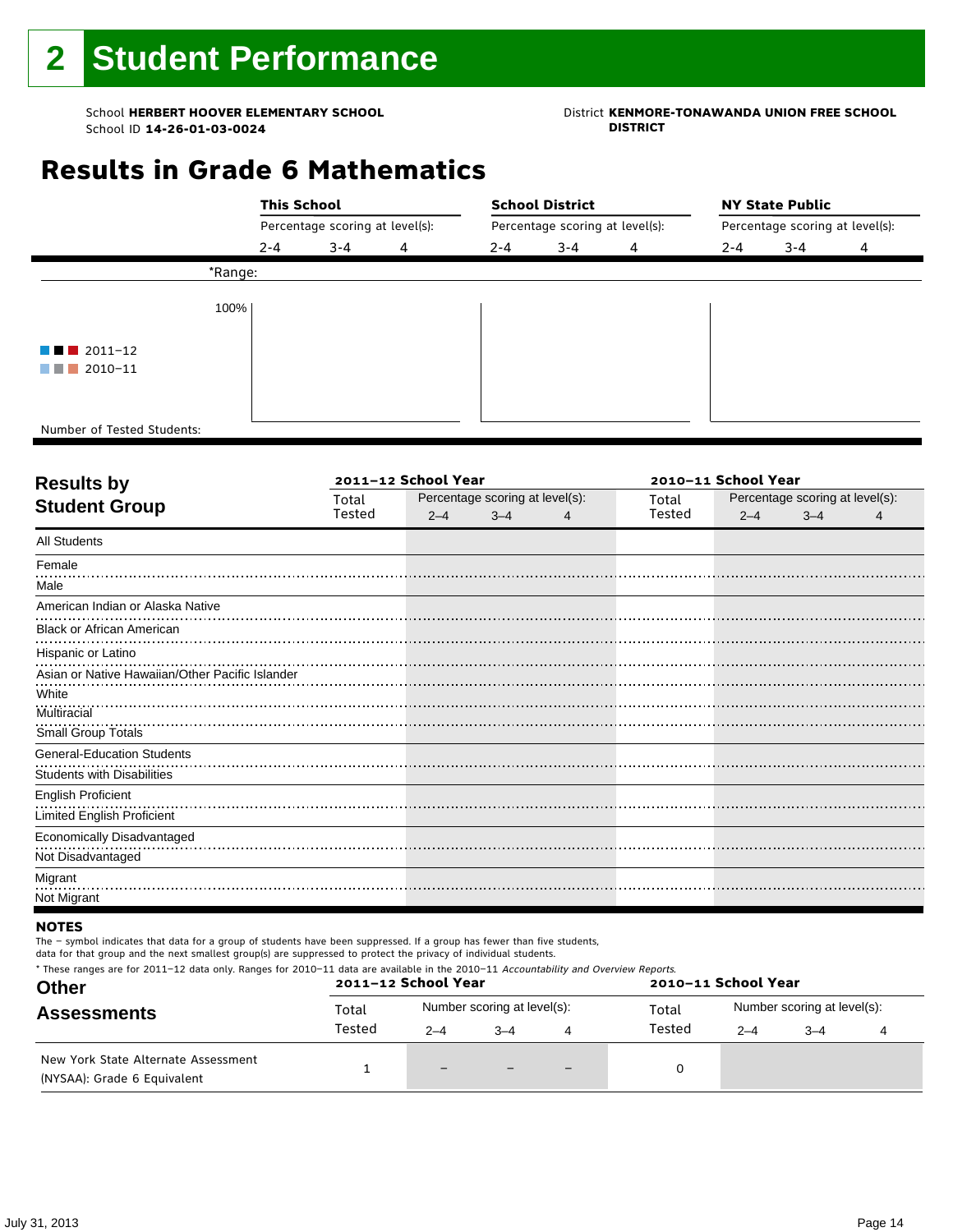# 2 Student Performance

School **HERBERT HOOVER ELEMENTARY SCHOOL**
School ID **14-26-01-03-0024**

District **KENMORE-TONAWANDA UNION FREE SCHOOL DISTRICT**

## Results in Grade 6 Mathematics

| | This School | | | School District | | | NY State Public | | |
|---|---|---|---|---|---|---|---|---|---|
| | Percentage scoring at level(s): | | | Percentage scoring at level(s): | | | Percentage scoring at level(s): | | |
| | 2-4 | 3-4 | 4 | 2-4 | 3-4 | 4 | 2-4 | 3-4 | 4 |
| *Range: | | | | | | | | | |

100%

2011–12
2010–11

Number of Tested Students:

| Results by Student Group | 2011–12 School Year | | | | 2010–11 School Year | | | |
|---|---|---|---|---|---|---|---|---|
| | Total Tested | Percentage scoring at level(s): | | | Total Tested | Percentage scoring at level(s): | | |
| | | 2–4 | 3–4 | 4 | | 2–4 | 3–4 | 4 |
| All Students | | | | | | | | |
| Female | | | | | | | | |
| Male | | | | | | | | |
| American Indian or Alaska Native | | | | | | | | |
| Black or African American | | | | | | | | |
| Hispanic or Latino | | | | | | | | |
| Asian or Native Hawaiian/Other Pacific Islander | | | | | | | | |
| White | | | | | | | | |
| Multiracial | | | | | | | | |
| Small Group Totals | | | | | | | | |
| General-Education Students | | | | | | | | |
| Students with Disabilities | | | | | | | | |
| English Proficient | | | | | | | | |
| Limited English Proficient | | | | | | | | |
| Economically Disadvantaged | | | | | | | | |
| Not Disadvantaged | | | | | | | | |
| Migrant | | | | | | | | |
| Not Migrant | | | | | | | | |

**NOTES**

The – symbol indicates that data for a group of students have been suppressed. If a group has fewer than five students, data for that group and the next smallest group(s) are suppressed to protect the privacy of individual students.

* These ranges are for 2011–12 data only. Ranges for 2010–11 data are available in the 2010–11 *Accountability and Overview Reports*.

| Other Assessments | 2011–12 School Year | | | | 2010–11 School Year | | | |
|---|---|---|---|---|---|---|---|---|
| | Total Tested | Number scoring at level(s): | | | Total Tested | Number scoring at level(s): | | |
| | | 2–4 | 3–4 | 4 | | 2–4 | 3–4 | 4 |
| New York State Alternate Assessment (NYSAA): Grade 6 Equivalent | 1 | – | – | – | 0 | | | |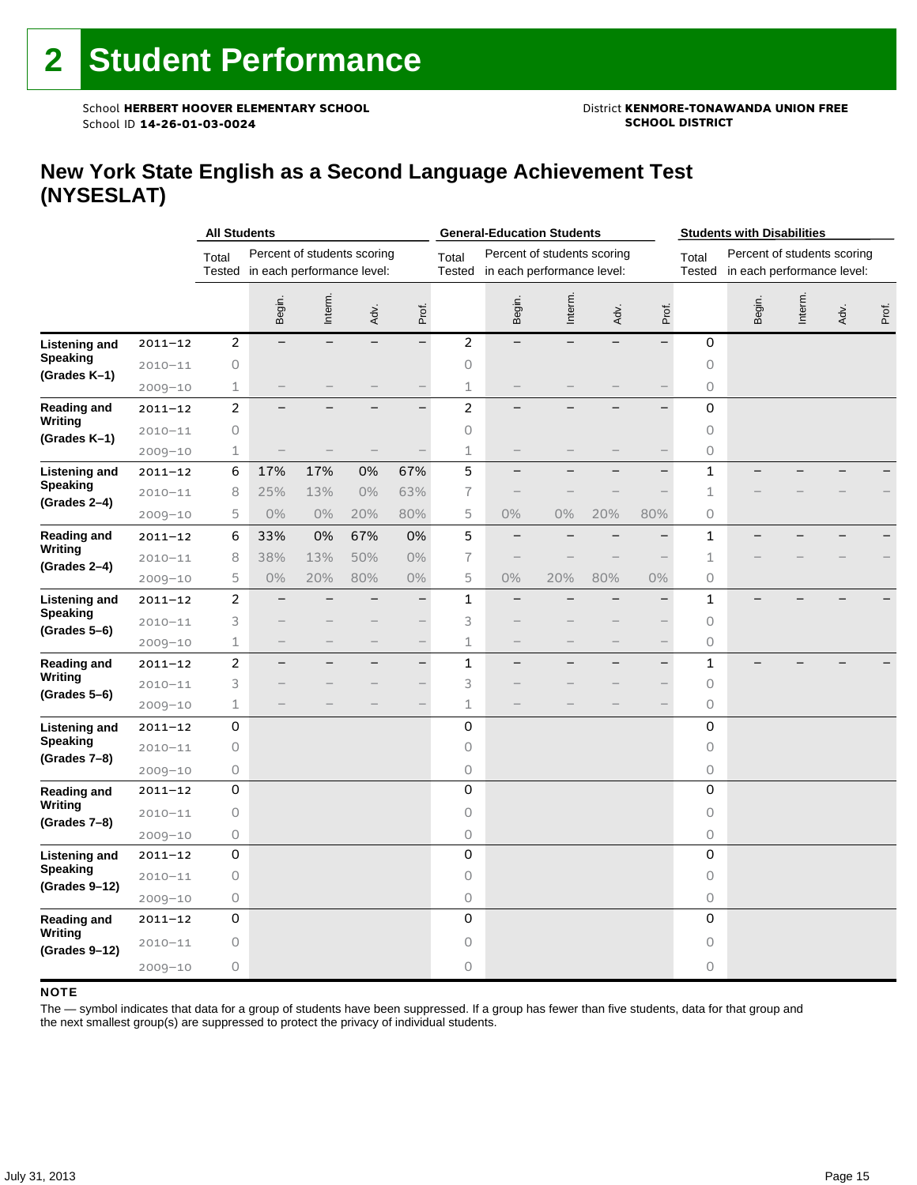# 2 Student Performance

School **HERBERT HOOVER ELEMENTARY SCHOOL**
School ID **14-26-01-03-0024**

District **KENMORE-TONAWANDA UNION FREE SCHOOL DISTRICT**

## New York State English as a Second Language Achievement Test (NYSESLAT)

| | | All Students | | | | | General-Education Students | | | | | Students with Disabilities | | | | |
|---|---|---|---|---|---|---|---|---|---|---|---|---|---|---|---|---|
| | | Total Tested | Percent of students scoring in each performance level: | | | | Total Tested | Percent of students scoring in each performance level: | | | | Total Tested | Percent of students scoring in each performance level: | | | |
| | | | Begin. | Interm. | Adv. | Prof. | | Begin. | Interm. | Adv. | Prof. | | Begin. | Interm. | Adv. | Prof. |
| **Listening and Speaking (Grades K–1)** | 2011–12 | 2 | — | — | — | — | 2 | — | — | — | — | 0 | | | | |
| | 2010–11 | 0 | | | | | 0 | | | | | 0 | | | | |
| | 2009–10 | 1 | — | — | — | — | 1 | — | — | — | — | 0 | | | | |
| **Reading and Writing (Grades K–1)** | 2011–12 | 2 | — | — | — | — | 2 | — | — | — | — | 0 | | | | |
| | 2010–11 | 0 | | | | | 0 | | | | | 0 | | | | |
| | 2009–10 | 1 | — | — | — | — | 1 | — | — | — | — | 0 | | | | |
| **Listening and Speaking (Grades 2–4)** | 2011–12 | 6 | 17% | 17% | 0% | 67% | 5 | — | — | — | — | 1 | — | — | — | — |
| | 2010–11 | 8 | 25% | 13% | 0% | 63% | 7 | — | — | — | — | 1 | — | — | — | — |
| | 2009–10 | 5 | 0% | 0% | 20% | 80% | 5 | 0% | 0% | 20% | 80% | 0 | | | | |
| **Reading and Writing (Grades 2–4)** | 2011–12 | 6 | 33% | 0% | 67% | 0% | 5 | — | — | — | — | 1 | — | — | — | — |
| | 2010–11 | 8 | 38% | 13% | 50% | 0% | 7 | — | — | — | — | 1 | — | — | — | — |
| | 2009–10 | 5 | 0% | 20% | 80% | 0% | 5 | 0% | 20% | 80% | 0% | 0 | | | | |
| **Listening and Speaking (Grades 5–6)** | 2011–12 | 2 | — | — | — | — | 1 | — | — | — | — | 1 | — | — | — | — |
| | 2010–11 | 3 | — | — | — | — | 3 | — | — | — | — | 0 | | | | |
| | 2009–10 | 1 | — | — | — | — | 1 | — | — | — | — | 0 | | | | |
| **Reading and Writing (Grades 5–6)** | 2011–12 | 2 | — | — | — | — | 1 | — | — | — | — | 1 | — | — | — | — |
| | 2010–11 | 3 | — | — | — | — | 3 | — | — | — | — | 0 | | | | |
| | 2009–10 | 1 | — | — | — | — | 1 | — | — | — | — | 0 | | | | |
| **Listening and Speaking (Grades 7–8)** | 2011–12 | 0 | | | | | 0 | | | | | 0 | | | | |
| | 2010–11 | 0 | | | | | 0 | | | | | 0 | | | | |
| | 2009–10 | 0 | | | | | 0 | | | | | 0 | | | | |
| **Reading and Writing (Grades 7–8)** | 2011–12 | 0 | | | | | 0 | | | | | 0 | | | | |
| | 2010–11 | 0 | | | | | 0 | | | | | 0 | | | | |
| | 2009–10 | 0 | | | | | 0 | | | | | 0 | | | | |
| **Listening and Speaking (Grades 9–12)** | 2011–12 | 0 | | | | | 0 | | | | | 0 | | | | |
| | 2010–11 | 0 | | | | | 0 | | | | | 0 | | | | |
| | 2009–10 | 0 | | | | | 0 | | | | | 0 | | | | |
| **Reading and Writing (Grades 9–12)** | 2011–12 | 0 | | | | | 0 | | | | | 0 | | | | |
| | 2010–11 | 0 | | | | | 0 | | | | | 0 | | | | |
| | 2009–10 | 0 | | | | | 0 | | | | | 0 | | | | |

**NOTE**

The — symbol indicates that data for a group of students have been suppressed. If a group has fewer than five students, data for that group and the next smallest group(s) are suppressed to protect the privacy of individual students.